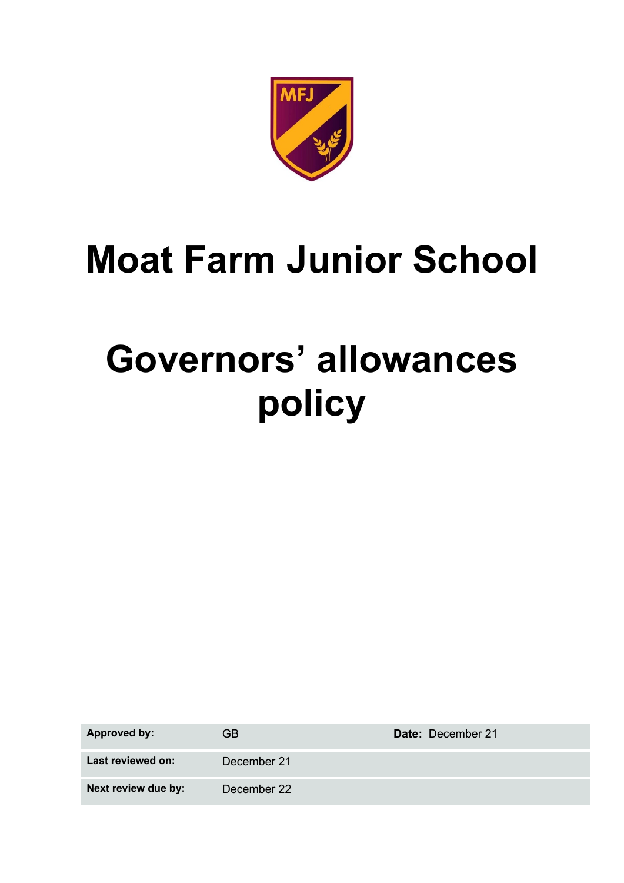# Moat Farm Junior School

# Governors' allowances policy

| **Approved by:** | GB | **Date:** December 21 |
|---|---|---|
| **Last reviewed on:** | December 21 | |
| **Next review due by:** | December 22 | |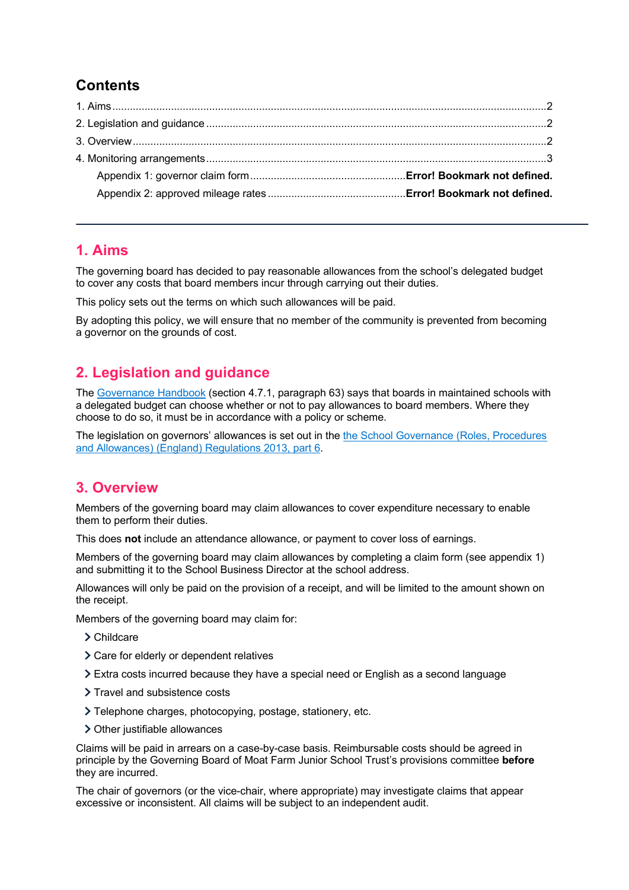## Contents

1. Aims .....2
2. Legislation and guidance .....2
3. Overview .....2
4. Monitoring arrangements .....3
   - Appendix 1: governor claim form ..... **Error! Bookmark not defined.**
   - Appendix 2: approved mileage rates ..... **Error! Bookmark not defined.**

---

## 1. Aims

The governing board has decided to pay reasonable allowances from the school's delegated budget to cover any costs that board members incur through carrying out their duties.

This policy sets out the terms on which such allowances will be paid.

By adopting this policy, we will ensure that no member of the community is prevented from becoming a governor on the grounds of cost.

## 2. Legislation and guidance

The Governance Handbook (section 4.7.1, paragraph 63) says that boards in maintained schools with a delegated budget can choose whether or not to pay allowances to board members. Where they choose to do so, it must be in accordance with a policy or scheme.

The legislation on governors' allowances is set out in the the School Governance (Roles, Procedures and Allowances) (England) Regulations 2013, part 6.

## 3. Overview

Members of the governing board may claim allowances to cover expenditure necessary to enable them to perform their duties.

This does **not** include an attendance allowance, or payment to cover loss of earnings.

Members of the governing board may claim allowances by completing a claim form (see appendix 1) and submitting it to the School Business Director at the school address.

Allowances will only be paid on the provision of a receipt, and will be limited to the amount shown on the receipt.

Members of the governing board may claim for:

- Childcare
- Care for elderly or dependent relatives
- Extra costs incurred because they have a special need or English as a second language
- Travel and subsistence costs
- Telephone charges, photocopying, postage, stationery, etc.
- Other justifiable allowances

Claims will be paid in arrears on a case-by-case basis. Reimbursable costs should be agreed in principle by the Governing Board of Moat Farm Junior School Trust's provisions committee **before** they are incurred.

The chair of governors (or the vice-chair, where appropriate) may investigate claims that appear excessive or inconsistent. All claims will be subject to an independent audit.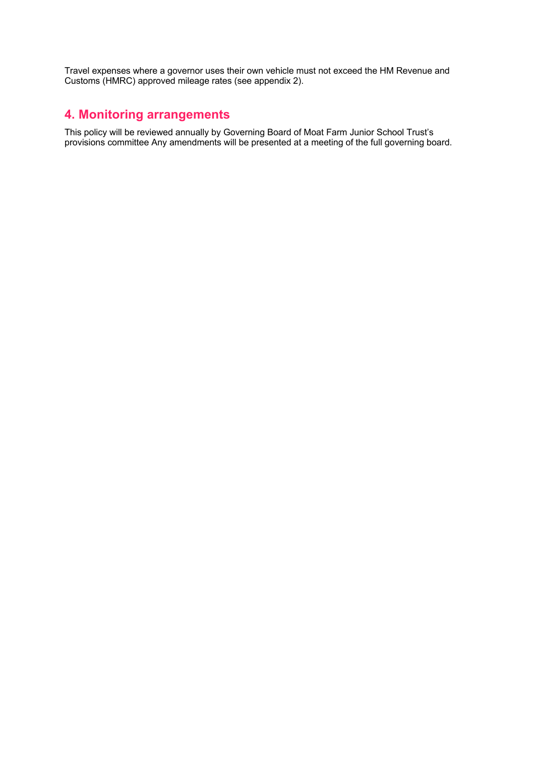Travel expenses where a governor uses their own vehicle must not exceed the HM Revenue and Customs (HMRC) approved mileage rates (see appendix 2).

## 4. Monitoring arrangements

This policy will be reviewed annually by Governing Board of Moat Farm Junior School Trust's provisions committee Any amendments will be presented at a meeting of the full governing board.